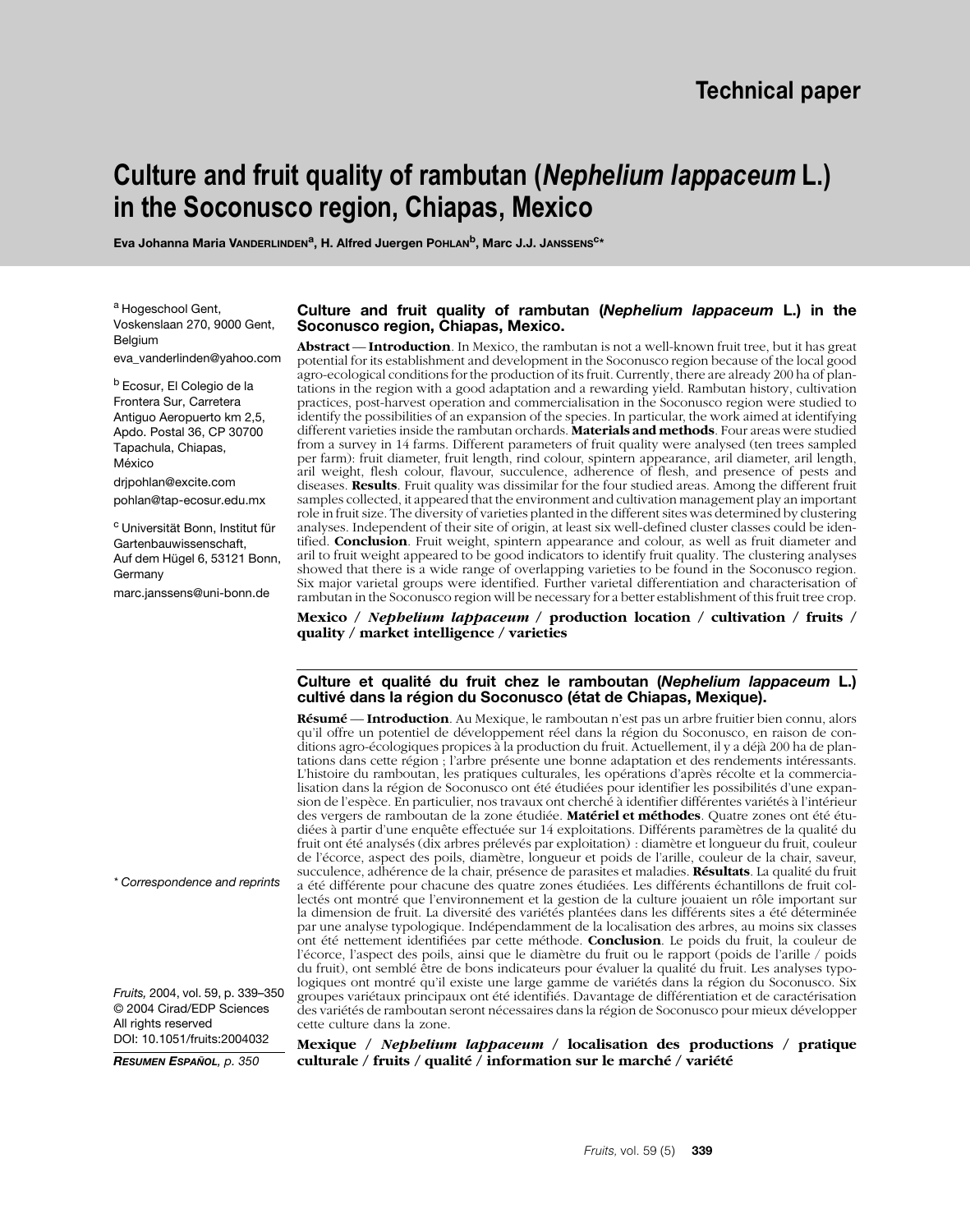Technical paper

# Culture and fruit quality of rambutan (*Nephelium lappaceum* L.) in the Soconusco region, Chiapas, Mexico

**Eva Johanna Maria Vanderlinden[a], H. Alfred Juergen Pohlan[b], Marc J.J. Janssens[c]***

[a] Hogeschool Gent, Voskenslaan 270, 9000 Gent, Belgium
eva_vanderlinden@yahoo.com

[b] Ecosur, El Colegio de la Frontera Sur, Carretera Antiguo Aeropuerto km 2,5, Apdo. Postal 36, CP 30700 Tapachula, Chiapas, México
drjpohlan@excite.com
pohlan@tap-ecosur.edu.mx

[c] Universität Bonn, Institut für Gartenbauwissenschaft, Auf dem Hügel 6, 53121 Bonn, Germany
marc.janssens@uni-bonn.de

\* Correspondence and reprints

*Fruits,* 2004, vol. 59, p. 339–350
© 2004 Cirad/EDP Sciences
All rights reserved
DOI: 10.1051/fruits:2004032

***Resumen Español**, p. 350*

### Culture and fruit quality of rambutan (*Nephelium lappaceum* L.) in the Soconusco region, Chiapas, Mexico.

**Abstract** — **Introduction**. In Mexico, the rambutan is not a well-known fruit tree, but it has great potential for its establishment and development in the Soconusco region because of the local good agro-ecological conditions for the production of its fruit. Currently, there are already 200 ha of plantations in the region with a good adaptation and a rewarding yield. Rambutan history, cultivation practices, post-harvest operation and commercialisation in the Soconusco region were studied to identify the possibilities of an expansion of the species. In particular, the work aimed at identifying different varieties inside the rambutan orchards. **Materials and methods**. Four areas were studied from a survey in 14 farms. Different parameters of fruit quality were analysed (ten trees sampled per farm): fruit diameter, fruit length, rind colour, spintern appearance, aril diameter, aril length, aril weight, flesh colour, flavour, succulence, adherence of flesh, and presence of pests and diseases. **Results**. Fruit quality was dissimilar for the four studied areas. Among the different fruit samples collected, it appeared that the environment and cultivation management play an important role in fruit size. The diversity of varieties planted in the different sites was determined by clustering analyses. Independent of their site of origin, at least six well-defined cluster classes could be identified. **Conclusion**. Fruit weight, spintern appearance and colour, as well as fruit diameter and aril to fruit weight appeared to be good indicators to identify fruit quality. The clustering analyses showed that there is a wide range of overlapping varieties to be found in the Soconusco region. Six major varietal groups were identified. Further varietal differentiation and characterisation of rambutan in the Soconusco region will be necessary for a better establishment of this fruit tree crop.

**Mexico / *Nephelium lappaceum* / production location / cultivation / fruits / quality / market intelligence / varieties**

### Culture et qualité du fruit chez le ramboutan (*Nephelium lappaceum* L.) cultivé dans la région du Soconusco (état de Chiapas, Mexique).

**Résumé** — **Introduction**. Au Mexique, le ramboutan n'est pas un arbre fruitier bien connu, alors qu'il offre un potentiel de développement réel dans la région du Soconusco, en raison de conditions agro-écologiques propices à la production du fruit. Actuellement, il y a déjà 200 ha de plantations dans cette région ; l'arbre présente une bonne adaptation et des rendements intéressants. L'histoire du ramboutan, les pratiques culturales, les opérations d'après récolte et la commercialisation dans la région de Soconusco ont été étudiées pour identifier les possibilités d'une expansion de l'espèce. En particulier, nos travaux ont cherché à identifier différentes variétés à l'intérieur des vergers de ramboutan de la zone étudiée. **Matériel et méthodes**. Quatre zones ont été étudiées à partir d'une enquête effectuée sur 14 exploitations. Différents paramètres de la qualité du fruit ont été analysés (dix arbres prélevés par exploitation) : diamètre et longueur du fruit, couleur de l'écorce, aspect des poils, diamètre, longueur et poids de l'arille, couleur de la chair, saveur, succulence, adhérence de la chair, présence de parasites et maladies. **Résultats**. La qualité du fruit a été différente pour chacune des quatre zones étudiées. Les différents échantillons de fruit collectés ont montré que l'environnement et la gestion de la culture jouaient un rôle important sur la dimension de fruit. La diversité des variétés plantées dans les différents sites a été déterminée par une analyse typologique. Indépendamment de la localisation des arbres, au moins six classes ont été nettement identifiées par cette méthode. **Conclusion**. Le poids du fruit, la couleur de l'écorce, l'aspect des poils, ainsi que le diamètre du fruit ou le rapport (poids de l'arille / poids du fruit), ont semblé être de bons indicateurs pour évaluer la qualité du fruit. Les analyses typologiques ont montré qu'il existe une large gamme de variétés dans la région du Soconusco. Six groupes variétaux principaux ont été identifiés. Davantage de différentiation et de caractérisation des variétés de ramboutan seront nécessaires dans la région de Soconusco pour mieux développer cette culture dans la zone.

**Mexique / *Nephelium lappaceum* / localisation des productions / pratique culturale / fruits / qualité / information sur le marché / variété**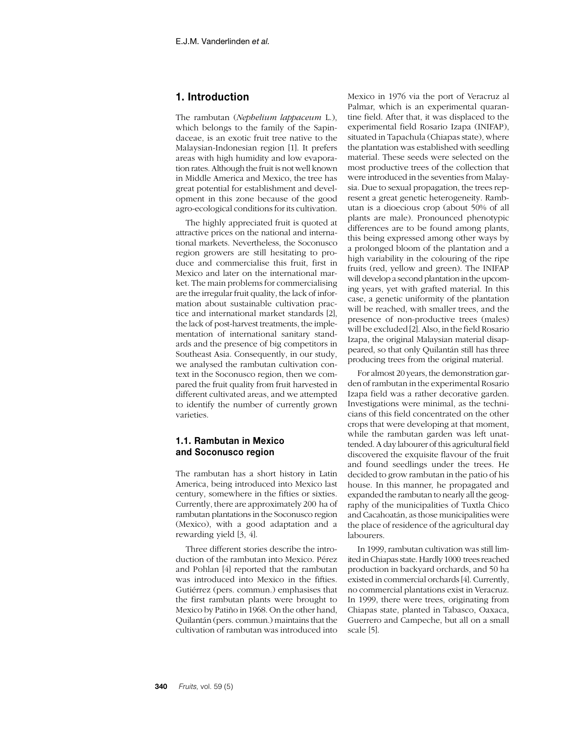## 1. Introduction

The rambutan (*Nephelium lappaceum* L.), which belongs to the family of the Sapindaceae, is an exotic fruit tree native to the Malaysian-Indonesian region [1]. It prefers areas with high humidity and low evaporation rates. Although the fruit is not well known in Middle America and Mexico, the tree has great potential for establishment and development in this zone because of the good agro-ecological conditions for its cultivation.

The highly appreciated fruit is quoted at attractive prices on the national and international markets. Nevertheless, the Soconusco region growers are still hesitating to produce and commercialise this fruit, first in Mexico and later on the international market. The main problems for commercialising are the irregular fruit quality, the lack of information about sustainable cultivation practice and international market standards [2], the lack of post-harvest treatments, the implementation of international sanitary standards and the presence of big competitors in Southeast Asia. Consequently, in our study, we analysed the rambutan cultivation context in the Soconusco region, then we compared the fruit quality from fruit harvested in different cultivated areas, and we attempted to identify the number of currently grown varieties.

### 1.1. Rambutan in Mexico and Soconusco region

The rambutan has a short history in Latin America, being introduced into Mexico last century, somewhere in the fifties or sixties. Currently, there are approximately 200 ha of rambutan plantations in the Soconusco region (Mexico), with a good adaptation and a rewarding yield [3, 4].

Three different stories describe the introduction of the rambutan into Mexico. Pérez and Pohlan [4] reported that the rambutan was introduced into Mexico in the fifties. Gutiérrez (pers. commun.) emphasises that the first rambutan plants were brought to Mexico by Patiño in 1968. On the other hand, Quilantán (pers. commun.) maintains that the cultivation of rambutan was introduced into Mexico in 1976 via the port of Veracruz al Palmar, which is an experimental quarantine field. After that, it was displaced to the experimental field Rosario Izapa (INIFAP), situated in Tapachula (Chiapas state), where the plantation was established with seedling material. These seeds were selected on the most productive trees of the collection that were introduced in the seventies from Malaysia. Due to sexual propagation, the trees represent a great genetic heterogeneity. Rambutan is a dioecious crop (about 50% of all plants are male). Pronounced phenotypic differences are to be found among plants, this being expressed among other ways by a prolonged bloom of the plantation and a high variability in the colouring of the ripe fruits (red, yellow and green). The INIFAP will develop a second plantation in the upcoming years, yet with grafted material. In this case, a genetic uniformity of the plantation will be reached, with smaller trees, and the presence of non-productive trees (males) will be excluded [2]. Also, in the field Rosario Izapa, the original Malaysian material disappeared, so that only Quilantán still has three producing trees from the original material.

For almost 20 years, the demonstration garden of rambutan in the experimental Rosario Izapa field was a rather decorative garden. Investigations were minimal, as the technicians of this field concentrated on the other crops that were developing at that moment, while the rambutan garden was left unattended. A day labourer of this agricultural field discovered the exquisite flavour of the fruit and found seedlings under the trees. He decided to grow rambutan in the patio of his house. In this manner, he propagated and expanded the rambutan to nearly all the geography of the municipalities of Tuxtla Chico and Cacahoatán, as those municipalities were the place of residence of the agricultural day labourers.

In 1999, rambutan cultivation was still limited in Chiapas state. Hardly 1000 trees reached production in backyard orchards, and 50 ha existed in commercial orchards [4]. Currently, no commercial plantations exist in Veracruz. In 1999, there were trees, originating from Chiapas state, planted in Tabasco, Oaxaca, Guerrero and Campeche, but all on a small scale [5].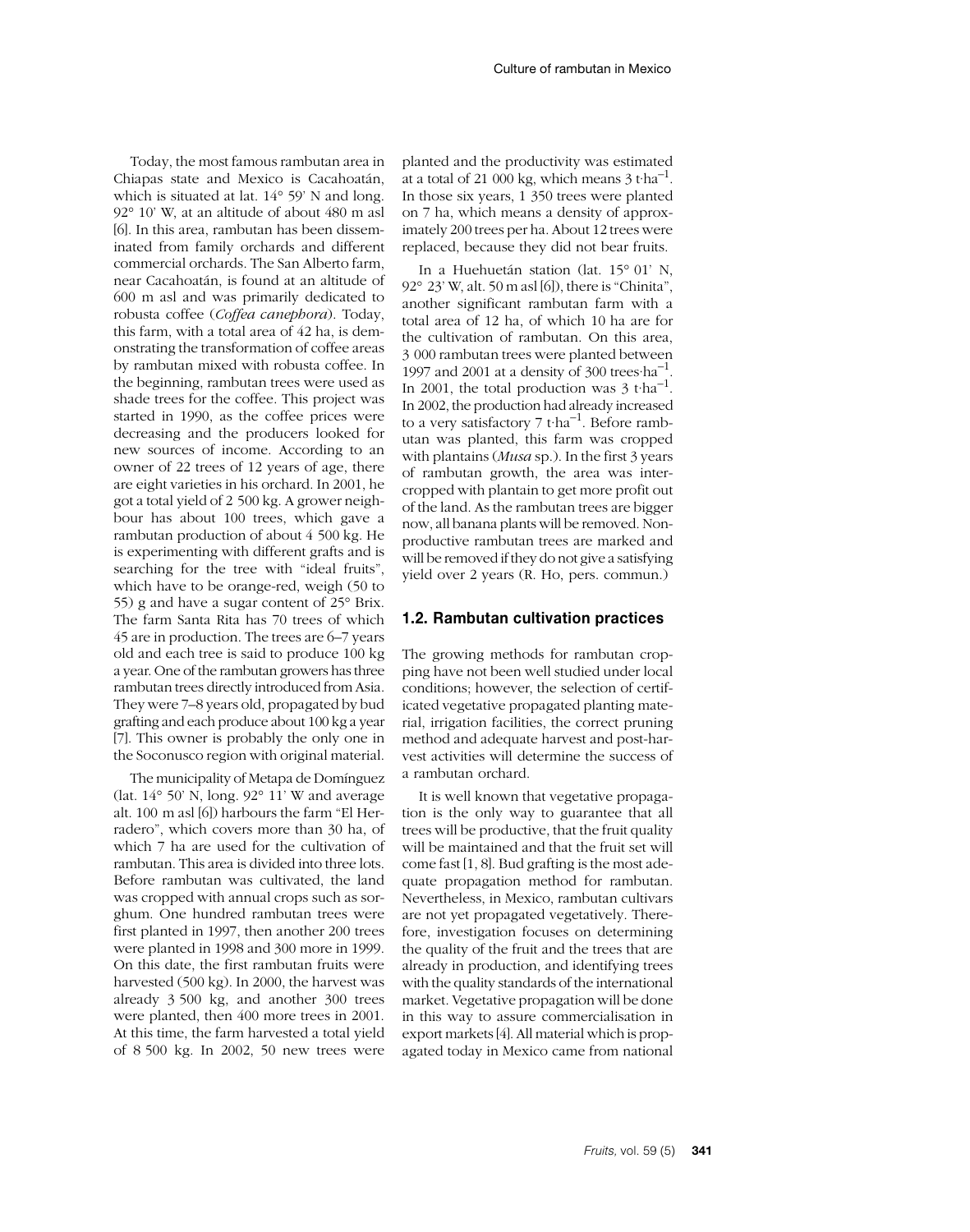Today, the most famous rambutan area in Chiapas state and Mexico is Cacahoatán, which is situated at lat. 14° 59' N and long. 92° 10' W, at an altitude of about 480 m asl [6]. In this area, rambutan has been disseminated from family orchards and different commercial orchards. The San Alberto farm, near Cacahoatán, is found at an altitude of 600 m asl and was primarily dedicated to robusta coffee (*Coffea canephora*). Today, this farm, with a total area of 42 ha, is demonstrating the transformation of coffee areas by rambutan mixed with robusta coffee. In the beginning, rambutan trees were used as shade trees for the coffee. This project was started in 1990, as the coffee prices were decreasing and the producers looked for new sources of income. According to an owner of 22 trees of 12 years of age, there are eight varieties in his orchard. In 2001, he got a total yield of 2 500 kg. A grower neighbour has about 100 trees, which gave a rambutan production of about 4 500 kg. He is experimenting with different grafts and is searching for the tree with "ideal fruits", which have to be orange-red, weigh (50 to 55) g and have a sugar content of 25° Brix. The farm Santa Rita has 70 trees of which 45 are in production. The trees are 6–7 years old and each tree is said to produce 100 kg a year. One of the rambutan growers has three rambutan trees directly introduced from Asia. They were 7–8 years old, propagated by bud grafting and each produce about 100 kg a year [7]. This owner is probably the only one in the Soconusco region with original material.

The municipality of Metapa de Domínguez (lat. 14° 50' N, long. 92° 11' W and average alt. 100 m asl [6]) harbours the farm "El Herradero", which covers more than 30 ha, of which 7 ha are used for the cultivation of rambutan. This area is divided into three lots. Before rambutan was cultivated, the land was cropped with annual crops such as sorghum. One hundred rambutan trees were first planted in 1997, then another 200 trees were planted in 1998 and 300 more in 1999. On this date, the first rambutan fruits were harvested (500 kg). In 2000, the harvest was already 3 500 kg, and another 300 trees were planted, then 400 more trees in 2001. At this time, the farm harvested a total yield of 8 500 kg. In 2002, 50 new trees were planted and the productivity was estimated at a total of 21 000 kg, which means 3 t·ha$^{-1}$. In those six years, 1 350 trees were planted on 7 ha, which means a density of approximately 200 trees per ha. About 12 trees were replaced, because they did not bear fruits.

In a Huehuetán station (lat. 15° 01' N, 92° 23' W, alt. 50 m asl [6]), there is "Chinita", another significant rambutan farm with a total area of 12 ha, of which 10 ha are for the cultivation of rambutan. On this area, 3 000 rambutan trees were planted between 1997 and 2001 at a density of 300 trees·ha$^{-1}$. In 2001, the total production was 3 t·ha$^{-1}$. In 2002, the production had already increased to a very satisfactory 7 t·ha$^{-1}$. Before rambutan was planted, this farm was cropped with plantains (*Musa* sp.). In the first 3 years of rambutan growth, the area was intercropped with plantain to get more profit out of the land. As the rambutan trees are bigger now, all banana plants will be removed. Nonproductive rambutan trees are marked and will be removed if they do not give a satisfying yield over 2 years (R. Ho, pers. commun.)

### 1.2. Rambutan cultivation practices

The growing methods for rambutan cropping have not been well studied under local conditions; however, the selection of certificated vegetative propagated planting material, irrigation facilities, the correct pruning method and adequate harvest and post-harvest activities will determine the success of a rambutan orchard.

It is well known that vegetative propagation is the only way to guarantee that all trees will be productive, that the fruit quality will be maintained and that the fruit set will come fast [1, 8]. Bud grafting is the most adequate propagation method for rambutan. Nevertheless, in Mexico, rambutan cultivars are not yet propagated vegetatively. Therefore, investigation focuses on determining the quality of the fruit and the trees that are already in production, and identifying trees with the quality standards of the international market. Vegetative propagation will be done in this way to assure commercialisation in export markets [4]. All material which is propagated today in Mexico came from national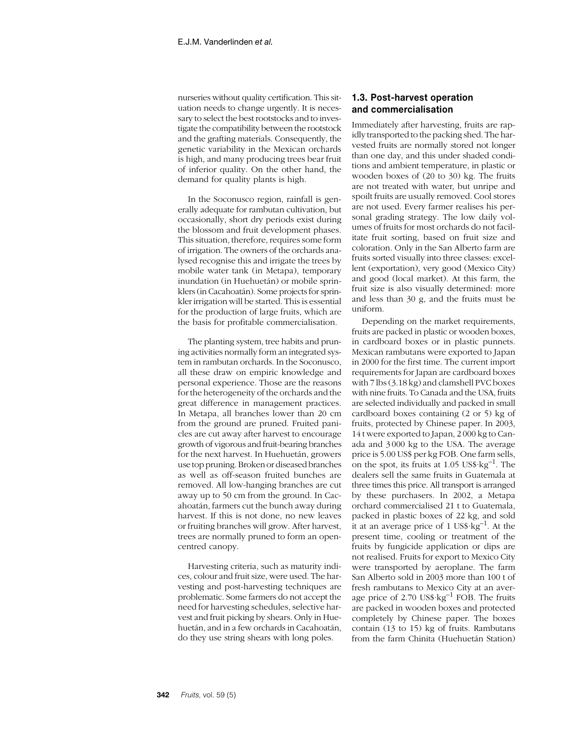nurseries without quality certification. This situation needs to change urgently. It is necessary to select the best rootstocks and to investigate the compatibility between the rootstock and the grafting materials. Consequently, the genetic variability in the Mexican orchards is high, and many producing trees bear fruit of inferior quality. On the other hand, the demand for quality plants is high.

In the Soconusco region, rainfall is generally adequate for rambutan cultivation, but occasionally, short dry periods exist during the blossom and fruit development phases. This situation, therefore, requires some form of irrigation. The owners of the orchards analysed recognise this and irrigate the trees by mobile water tank (in Metapa), temporary inundation (in Huehuetán) or mobile sprinklers (in Cacahoatán). Some projects for sprinkler irrigation will be started. This is essential for the production of large fruits, which are the basis for profitable commercialisation.

The planting system, tree habits and pruning activities normally form an integrated system in rambutan orchards. In the Soconusco, all these draw on empiric knowledge and personal experience. Those are the reasons for the heterogeneity of the orchards and the great difference in management practices. In Metapa, all branches lower than 20 cm from the ground are pruned. Fruited panicles are cut away after harvest to encourage growth of vigorous and fruit-bearing branches for the next harvest. In Huehuetán, growers use top pruning. Broken or diseased branches as well as off-season fruited bunches are removed. All low-hanging branches are cut away up to 50 cm from the ground. In Cacahoatán, farmers cut the bunch away during harvest. If this is not done, no new leaves or fruiting branches will grow. After harvest, trees are normally pruned to form an open-centred canopy.

Harvesting criteria, such as maturity indices, colour and fruit size, were used. The harvesting and post-harvesting techniques are problematic. Some farmers do not accept the need for harvesting schedules, selective harvest and fruit picking by shears. Only in Huehuetán, and in a few orchards in Cacahoatán, do they use string shears with long poles.

### 1.3. Post-harvest operation and commercialisation

Immediately after harvesting, fruits are rapidly transported to the packing shed. The harvested fruits are normally stored not longer than one day, and this under shaded conditions and ambient temperature, in plastic or wooden boxes of (20 to 30) kg. The fruits are not treated with water, but unripe and spoilt fruits are usually removed. Cool stores are not used. Every farmer realises his personal grading strategy. The low daily volumes of fruits for most orchards do not facilitate fruit sorting, based on fruit size and coloration. Only in the San Alberto farm are fruits sorted visually into three classes: excellent (exportation), very good (Mexico City) and good (local market). At this farm, the fruit size is also visually determined: more and less than 30 g, and the fruits must be uniform.

Depending on the market requirements, fruits are packed in plastic or wooden boxes, in cardboard boxes or in plastic punnets. Mexican rambutans were exported to Japan in 2000 for the first time. The current import requirements for Japan are cardboard boxes with 7 lbs (3.18 kg) and clamshell PVC boxes with nine fruits. To Canada and the USA, fruits are selected individually and packed in small cardboard boxes containing (2 or 5) kg of fruits, protected by Chinese paper. In 2003, 14 t were exported to Japan, 2 000 kg to Canada and 3 000 kg to the USA. The average price is 5.00 US$ per kg FOB. One farm sells, on the spot, its fruits at 1.05 US$·kg$^{-1}$. The dealers sell the same fruits in Guatemala at three times this price. All transport is arranged by these purchasers. In 2002, a Metapa orchard commercialised 21 t to Guatemala, packed in plastic boxes of 22 kg, and sold it at an average price of 1 US$·kg$^{-1}$. At the present time, cooling or treatment of the fruits by fungicide application or dips are not realised. Fruits for export to Mexico City were transported by aeroplane. The farm San Alberto sold in 2003 more than 100 t of fresh rambutans to Mexico City at an average price of 2.70 US$·kg$^{-1}$ FOB. The fruits are packed in wooden boxes and protected completely by Chinese paper. The boxes contain (13 to 15) kg of fruits. Rambutans from the farm Chinita (Huehuetán Station)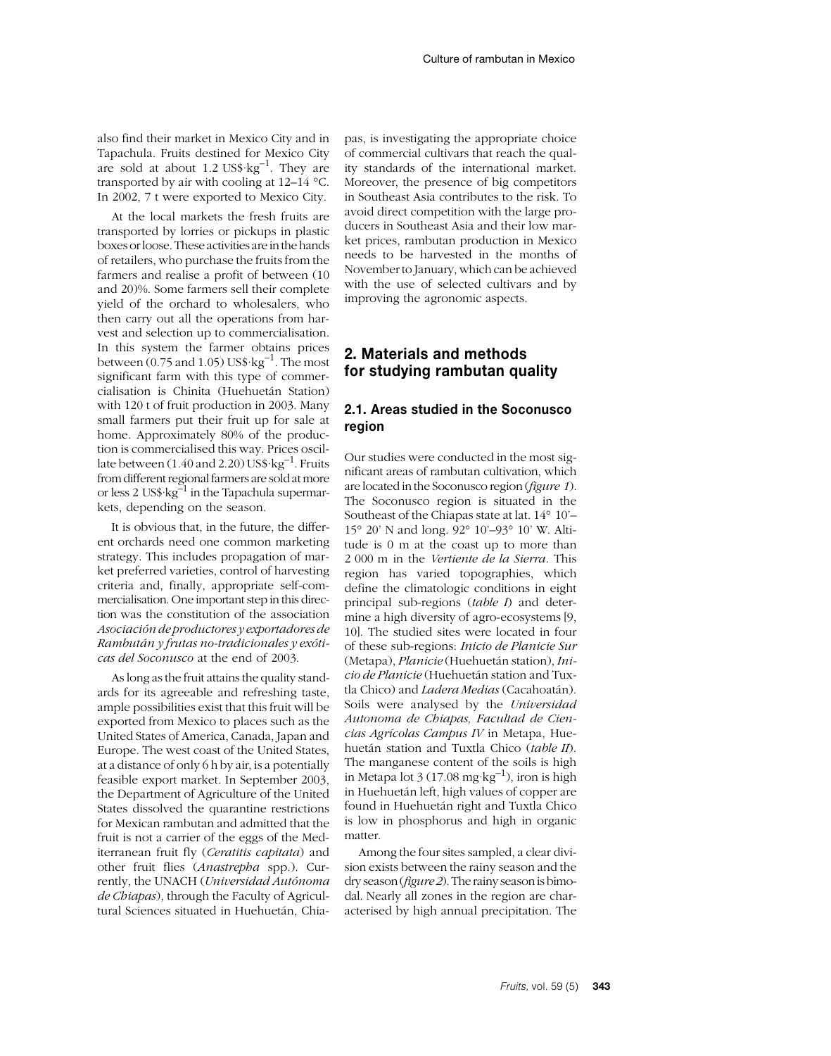also find their market in Mexico City and in Tapachula. Fruits destined for Mexico City are sold at about 1.2 US$·kg$^{-1}$. They are transported by air with cooling at 12–14 °C. In 2002, 7 t were exported to Mexico City.

At the local markets the fresh fruits are transported by lorries or pickups in plastic boxes or loose. These activities are in the hands of retailers, who purchase the fruits from the farmers and realise a profit of between (10 and 20)%. Some farmers sell their complete yield of the orchard to wholesalers, who then carry out all the operations from harvest and selection up to commercialisation. In this system the farmer obtains prices between (0.75 and 1.05) US$·kg$^{-1}$. The most significant farm with this type of commercialisation is Chinita (Huehuetán Station) with 120 t of fruit production in 2003. Many small farmers put their fruit up for sale at home. Approximately 80% of the production is commercialised this way. Prices oscillate between (1.40 and 2.20) US$·kg$^{-1}$. Fruits from different regional farmers are sold at more or less 2 US$·kg$^{-1}$ in the Tapachula supermarkets, depending on the season.

It is obvious that, in the future, the different orchards need one common marketing strategy. This includes propagation of market preferred varieties, control of harvesting criteria and, finally, appropriate self-commercialisation. One important step in this direction was the constitution of the association *Asociación de productores y exportadores de Rambután y frutas no-tradicionales y exóticas del Soconusco* at the end of 2003.

As long as the fruit attains the quality standards for its agreeable and refreshing taste, ample possibilities exist that this fruit will be exported from Mexico to places such as the United States of America, Canada, Japan and Europe. The west coast of the United States, at a distance of only 6 h by air, is a potentially feasible export market. In September 2003, the Department of Agriculture of the United States dissolved the quarantine restrictions for Mexican rambutan and admitted that the fruit is not a carrier of the eggs of the Mediterranean fruit fly (*Ceratitis capitata*) and other fruit flies (*Anastrepha* spp.). Currently, the UNACH (*Universidad Autónoma de Chiapas*), through the Faculty of Agricultural Sciences situated in Huehuetán, Chiapas, is investigating the appropriate choice of commercial cultivars that reach the quality standards of the international market. Moreover, the presence of big competitors in Southeast Asia contributes to the risk. To avoid direct competition with the large producers in Southeast Asia and their low market prices, rambutan production in Mexico needs to be harvested in the months of November to January, which can be achieved with the use of selected cultivars and by improving the agronomic aspects.

## 2. Materials and methods for studying rambutan quality

### 2.1. Areas studied in the Soconusco region

Our studies were conducted in the most significant areas of rambutan cultivation, which are located in the Soconusco region (*figure 1*). The Soconusco region is situated in the Southeast of the Chiapas state at lat. 14° 10'–15° 20' N and long. 92° 10'–93° 10' W. Altitude is 0 m at the coast up to more than 2 000 m in the *Vertiente de la Sierra*. This region has varied topographies, which define the climatologic conditions in eight principal sub-regions (*table I*) and determine a high diversity of agro-ecosystems [9, 10]. The studied sites were located in four of these sub-regions: *Inicio de Planicie Sur* (Metapa), *Planicie* (Huehuetán station), *Inicio de Planicie* (Huehuetán station and Tuxtla Chico) and *Ladera Medias* (Cacahoatán). Soils were analysed by the *Universidad Autonoma de Chiapas, Facultad de Ciencias Agrícolas Campus IV* in Metapa, Huehuetán station and Tuxtla Chico (*table II*). The manganese content of the soils is high in Metapa lot 3 (17.08 mg·kg$^{-1}$), iron is high in Huehuetán left, high values of copper are found in Huehuetán right and Tuxtla Chico is low in phosphorus and high in organic matter.

Among the four sites sampled, a clear division exists between the rainy season and the dry season (*figure 2*). The rainy season is bimodal. Nearly all zones in the region are characterised by high annual precipitation. The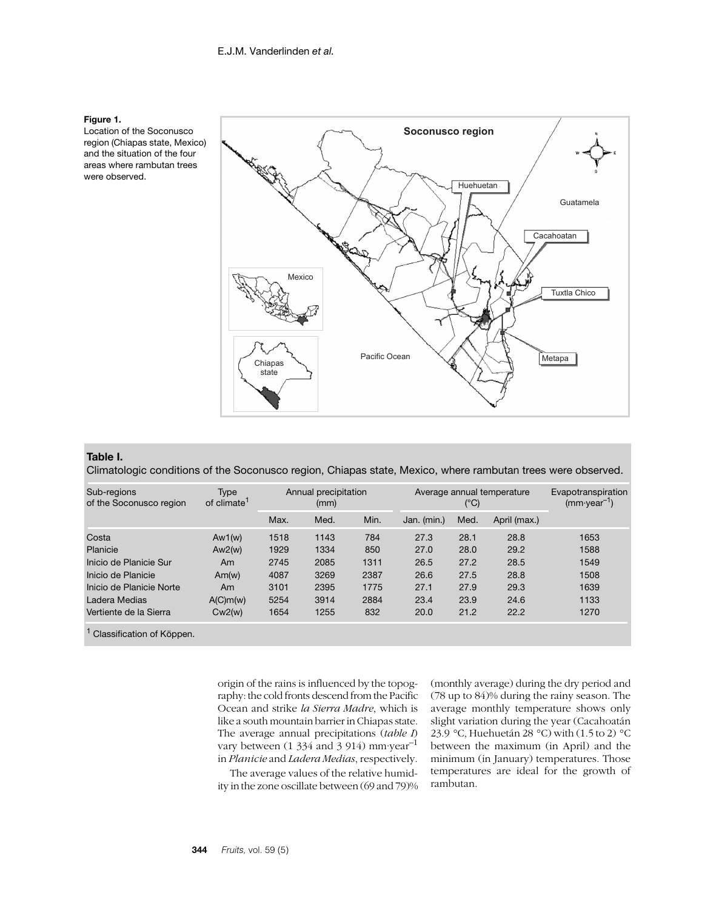**Figure 1.**
Location of the Soconusco region (Chiapas state, Mexico) and the situation of the four areas where rambutan trees were observed.

**Table I.**
Climatologic conditions of the Soconusco region, Chiapas state, Mexico, where rambutan trees were observed.

| Sub-regions of the Soconusco region | Type of climate[1] | Annual precipitation (mm) | | | Average annual temperature (°C) | | | Evapotranspiration ($mm \cdot year^{-1}$) |
|---|---|---|---|---|---|---|---|---|
| | | Max. | Med. | Min. | Jan. (min.) | Med. | April (max.) | |
| Costa | Aw1(w) | 1518 | 1143 | 784 | 27.3 | 28.1 | 28.8 | 1653 |
| Planicie | Aw2(w) | 1929 | 1334 | 850 | 27.0 | 28.0 | 29.2 | 1588 |
| Inicio de Planicie Sur | Am | 2745 | 2085 | 1311 | 26.5 | 27.2 | 28.5 | 1549 |
| Inicio de Planicie | Am(w) | 4087 | 3269 | 2387 | 26.6 | 27.5 | 28.8 | 1508 |
| Inicio de Planicie Norte | Am | 3101 | 2395 | 1775 | 27.1 | 27.9 | 29.3 | 1639 |
| Ladera Medias | A(C)m(w) | 5254 | 3914 | 2884 | 23.4 | 23.9 | 24.6 | 1133 |
| Vertiente de la Sierra | Cw2(w) | 1654 | 1255 | 832 | 20.0 | 21.2 | 22.2 | 1270 |

[1] Classification of Köppen.

origin of the rains is influenced by the topography: the cold fronts descend from the Pacific Ocean and strike *la Sierra Madre*, which is like a south mountain barrier in Chiapas state. The average annual precipitations (*table I*) vary between (1 334 and 3 914) $mm \cdot year^{-1}$ in *Planicie* and *Ladera Medias*, respectively.

The average values of the relative humidity in the zone oscillate between (69 and 79)% (monthly average) during the dry period and (78 up to 84)% during the rainy season. The average monthly temperature shows only slight variation during the year (Cacahoatán 23.9 °C, Huehuetán 28 °C) with (1.5 to 2) °C between the maximum (in April) and the minimum (in January) temperatures. Those temperatures are ideal for the growth of rambutan.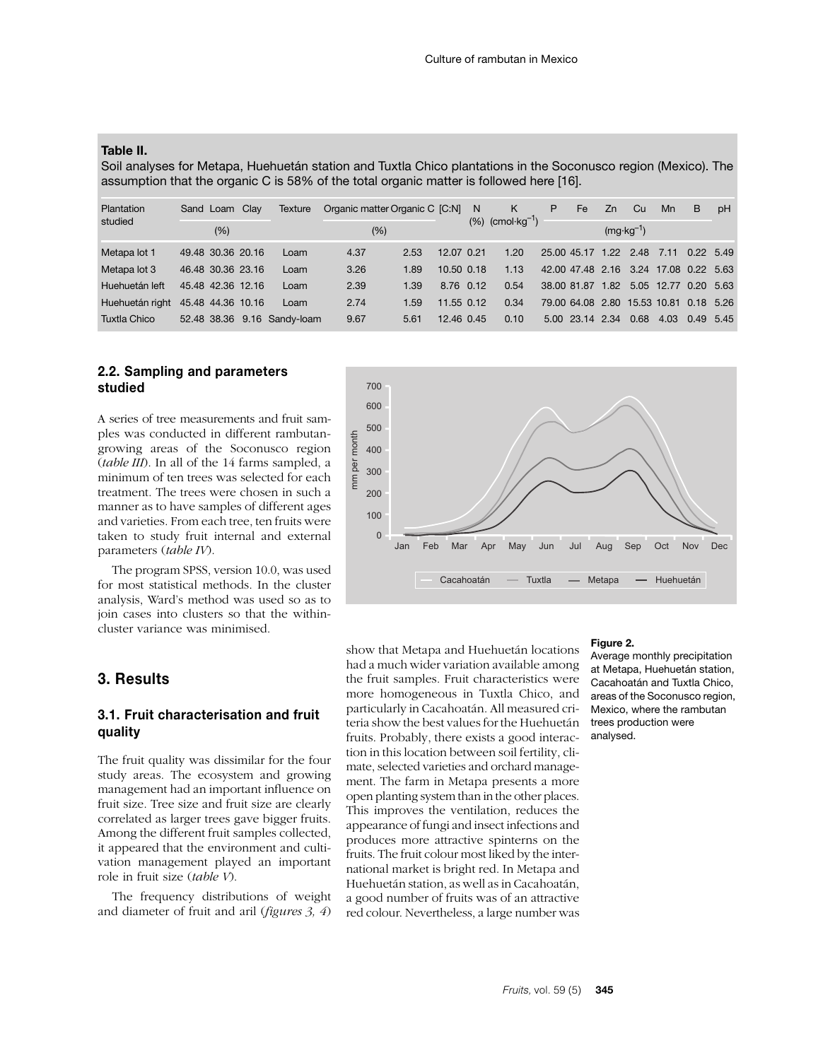**Table II.**
Soil analyses for Metapa, Huehuetán station and Tuxtla Chico plantations in the Soconusco region (Mexico). The assumption that the organic C is 58% of the total organic matter is followed here [16].

| Plantation studied | Sand | Loam | Clay | Texture | Organic matter | Organic C | [C:N] | N | K | P | Fe | Zn | Cu | Mn | B | pH |
|---|---|---|---|---|---|---|---|---|---|---|---|---|---|---|---|---|
| | (%) | | | | (%) | | | (%) | ($cmol \cdot kg^{-1}$) | ($mg \cdot kg^{-1}$) | | | | | | |
| Metapa lot 1 | 49.48 | 30.36 | 20.16 | Loam | 4.37 | 2.53 | 12.07 | 0.21 | 1.20 | 25.00 | 45.17 | 1.22 | 2.48 | 7.11 | 0.22 | 5.49 |
| Metapa lot 3 | 46.48 | 30.36 | 23.16 | Loam | 3.26 | 1.89 | 10.50 | 0.18 | 1.13 | 42.00 | 47.48 | 2.16 | 3.24 | 17.08 | 0.22 | 5.63 |
| Huehuetán left | 45.48 | 42.36 | 12.16 | Loam | 2.39 | 1.39 | 8.76 | 0.12 | 0.54 | 38.00 | 81.87 | 1.82 | 5.05 | 12.77 | 0.20 | 5.63 |
| Huehuetán right | 45.48 | 44.36 | 10.16 | Loam | 2.74 | 1.59 | 11.55 | 0.12 | 0.34 | 79.00 | 64.08 | 2.80 | 15.53 | 10.81 | 0.18 | 5.26 |
| Tuxtla Chico | 52.48 | 38.36 | 9.16 | Sandy-loam | 9.67 | 5.61 | 12.46 | 0.45 | 0.10 | 5.00 | 23.14 | 2.34 | 0.68 | 4.03 | 0.49 | 5.45 |

### 2.2. Sampling and parameters studied

A series of tree measurements and fruit samples was conducted in different rambutan-growing areas of the Soconusco region (*table III*). In all of the 14 farms sampled, a minimum of ten trees was selected for each treatment. The trees were chosen in such a manner as to have samples of different ages and varieties. From each tree, ten fruits were taken to study fruit internal and external parameters (*table IV*).

The program SPSS, version 10.0, was used for most statistical methods. In the cluster analysis, Ward's method was used so as to join cases into clusters so that the within-cluster variance was minimised.

**Figure 2.**
Average monthly precipitation at Metapa, Huehuetán station, Cacahoatán and Tuxtla Chico, areas of the Soconusco region, Mexico, where the rambutan trees production were analysed.

## 3. Results

### 3.1. Fruit characterisation and fruit quality

The fruit quality was dissimilar for the four study areas. The ecosystem and growing management had an important influence on fruit size. Tree size and fruit size are clearly correlated as larger trees gave bigger fruits. Among the different fruit samples collected, it appeared that the environment and cultivation management played an important role in fruit size (*table V*).

The frequency distributions of weight and diameter of fruit and aril (*figures 3, 4*) show that Metapa and Huehuetán locations had a much wider variation available among the fruit samples. Fruit characteristics were more homogeneous in Tuxtla Chico, and particularly in Cacahoatán. All measured criteria show the best values for the Huehuetán fruits. Probably, there exists a good interaction in this location between soil fertility, climate, selected varieties and orchard management. The farm in Metapa presents a more open planting system than in the other places. This improves the ventilation, reduces the appearance of fungi and insect infections and produces more attractive spinterns on the fruits. The fruit colour most liked by the international market is bright red. In Metapa and Huehuetán station, as well as in Cacahoatán, a good number of fruits was of an attractive red colour. Nevertheless, a large number was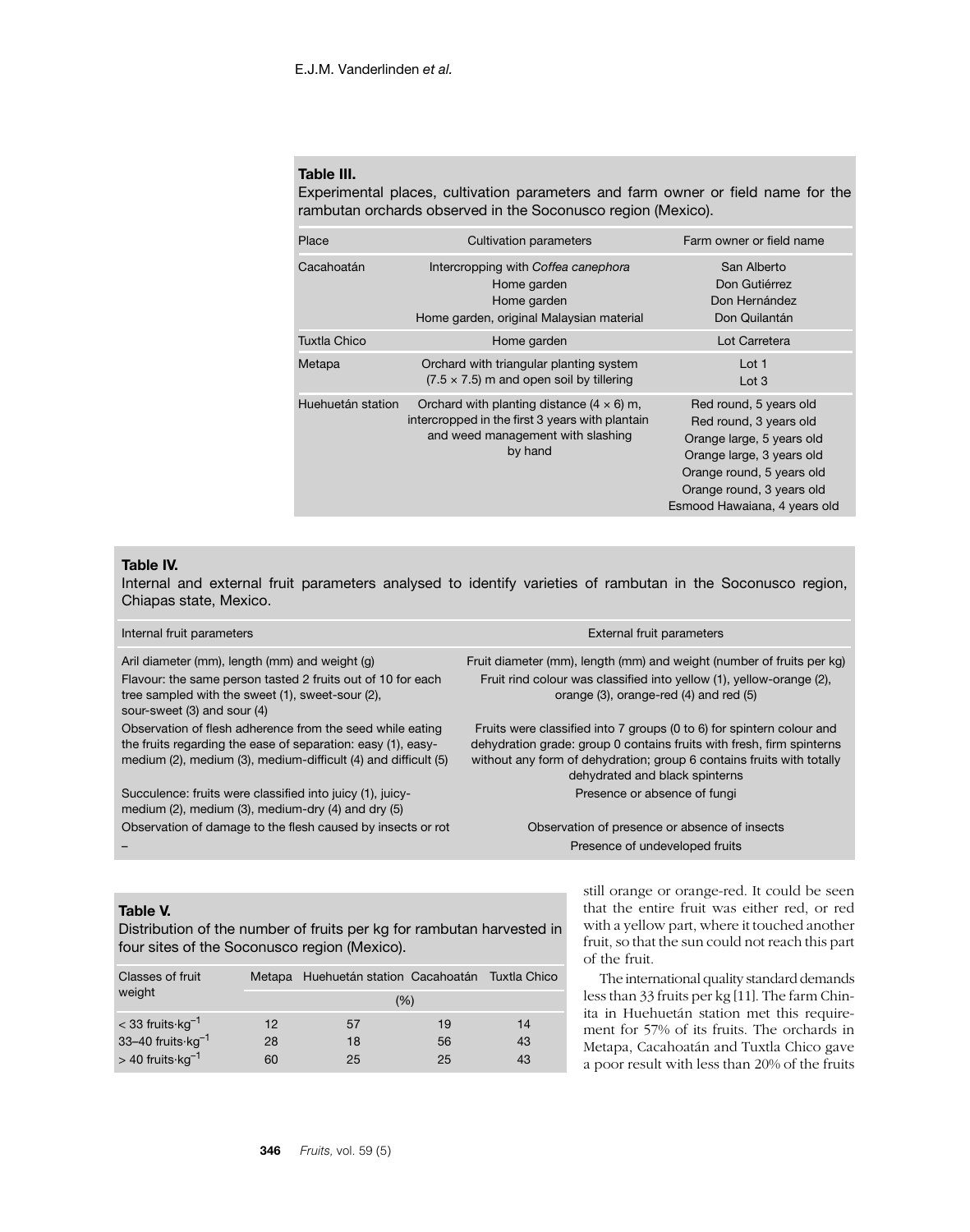**Table III.**
Experimental places, cultivation parameters and farm owner or field name for the rambutan orchards observed in the Soconusco region (Mexico).

| Place | Cultivation parameters | Farm owner or field name |
|---|---|---|
| Cacahoatán | Intercropping with *Coffea canephora* | San Alberto |
| | Home garden | Don Gutiérrez |
| | Home garden | Don Hernández |
| | Home garden, original Malaysian material | Don Quilantán |
| Tuxtla Chico | Home garden | Lot Carretera |
| Metapa | Orchard with triangular planting system (7.5 × 7.5) m and open soil by tillering | Lot 1 |
| | | Lot 3 |
| Huehuetán station | Orchard with planting distance (4 × 6) m, intercropped in the first 3 years with plantain and weed management with slashing by hand | Red round, 5 years old |
| | | Red round, 3 years old |
| | | Orange large, 5 years old |
| | | Orange large, 3 years old |
| | | Orange round, 5 years old |
| | | Orange round, 3 years old |
| | | Esmood Hawaiana, 4 years old |

**Table IV.**
Internal and external fruit parameters analysed to identify varieties of rambutan in the Soconusco region, Chiapas state, Mexico.

| Internal fruit parameters | External fruit parameters |
|---|---|
| Aril diameter (mm), length (mm) and weight (g) | Fruit diameter (mm), length (mm) and weight (number of fruits per kg) |
| Flavour: the same person tasted 2 fruits out of 10 for each tree sampled with the sweet (1), sweet-sour (2), sour-sweet (3) and sour (4) | Fruit rind colour was classified into yellow (1), yellow-orange (2), orange (3), orange-red (4) and red (5) |
| Observation of flesh adherence from the seed while eating the fruits regarding the ease of separation: easy (1), easy-medium (2), medium (3), medium-difficult (4) and difficult (5) | Fruits were classified into 7 groups (0 to 6) for spintern colour and dehydration grade: group 0 contains fruits with fresh, firm spinterns without any form of dehydration; group 6 contains fruits with totally dehydrated and black spinterns |
| Succulence: fruits were classified into juicy (1), juicy-medium (2), medium (3), medium-dry (4) and dry (5) | Presence or absence of fungi |
| Observation of damage to the flesh caused by insects or rot | Observation of presence or absence of insects |
| – | Presence of undeveloped fruits |

**Table V.**
Distribution of the number of fruits per kg for rambutan harvested in four sites of the Soconusco region (Mexico).

| Classes of fruit weight | Metapa | Huehuetán station | Cacahoatán | Tuxtla Chico |
|---|---|---|---|---|
| | (%) | | | |
| < 33 fruits·kg$^{-1}$ | 12 | 57 | 19 | 14 |
| 33–40 fruits·kg$^{-1}$ | 28 | 18 | 56 | 43 |
| > 40 fruits·kg$^{-1}$ | 60 | 25 | 25 | 43 |

still orange or orange-red. It could be seen that the entire fruit was either red, or red with a yellow part, where it touched another fruit, so that the sun could not reach this part of the fruit.

The international quality standard demands less than 33 fruits per kg [11]. The farm Chinita in Huehuetán station met this requirement for 57% of its fruits. The orchards in Metapa, Cacahoatán and Tuxtla Chico gave a poor result with less than 20% of the fruits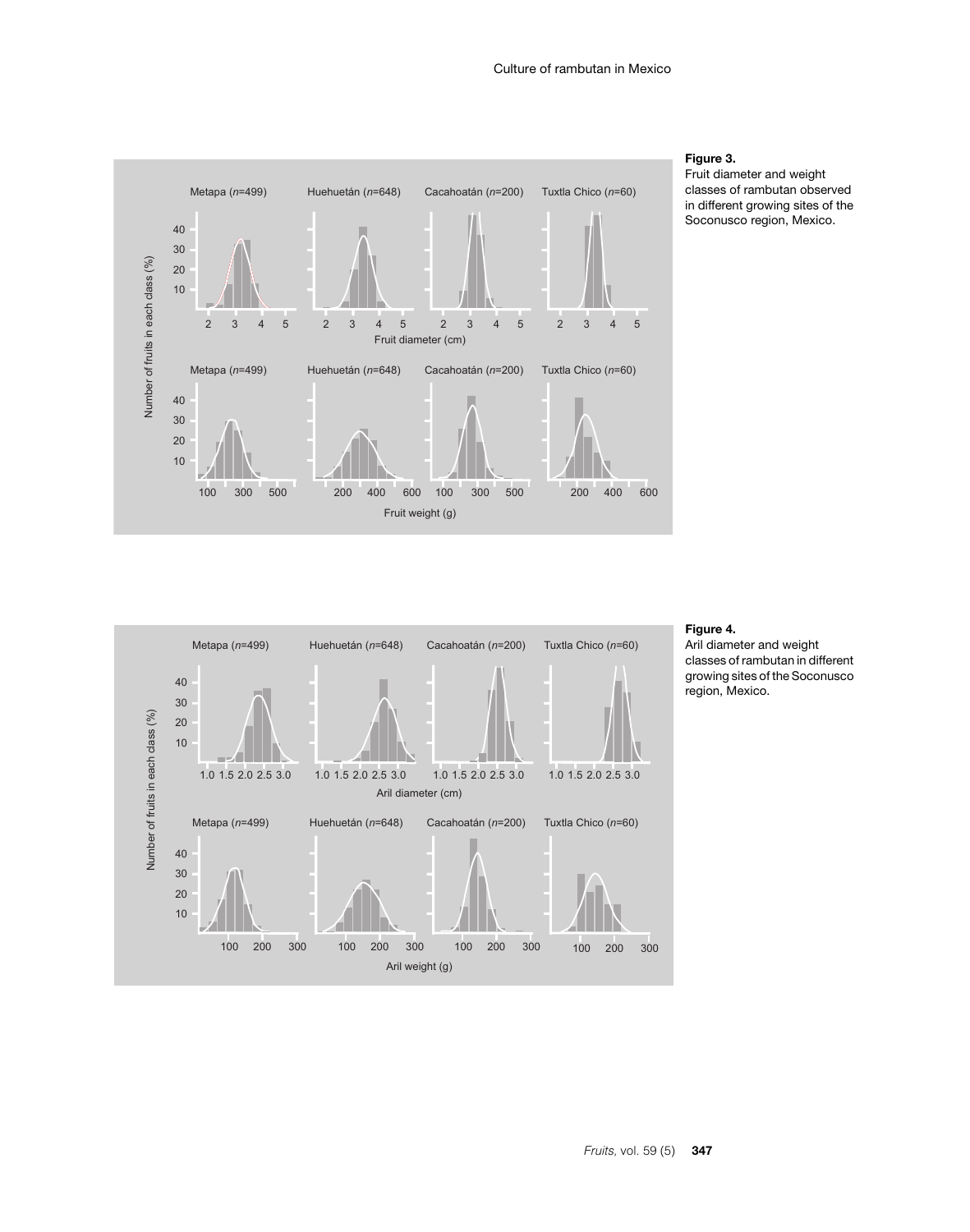**Figure 3.**
Fruit diameter and weight classes of rambutan observed in different growing sites of the Soconusco region, Mexico.

**Figure 4.**
Aril diameter and weight classes of rambutan in different growing sites of the Soconusco region, Mexico.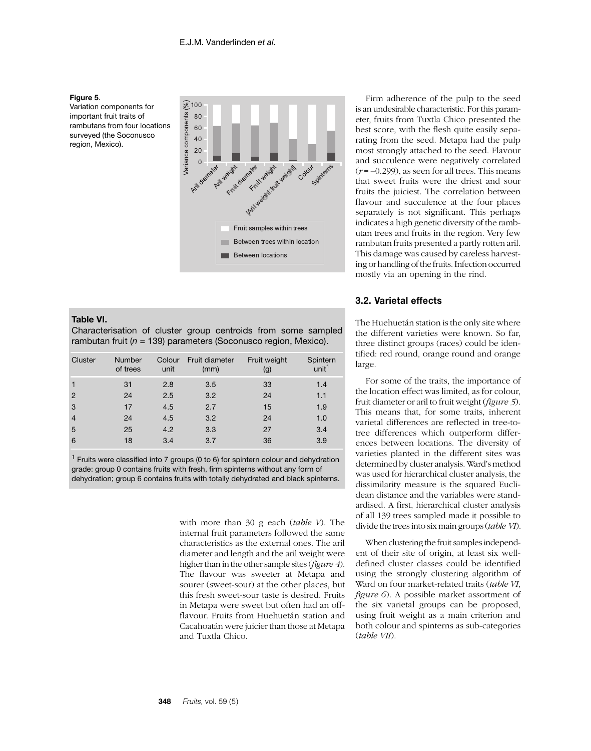**Figure 5**. Variation components for important fruit traits of rambutans from four locations surveyed (the Soconusco region, Mexico).

**Table VI.** Characterisation of cluster group centroids from some sampled rambutan fruit ($n$ = 139) parameters (Soconusco region, Mexico).

| Cluster | Number of trees | Colour unit | Fruit diameter (mm) | Fruit weight (g) | Spintern unit[1] |
|---|---|---|---|---|---|
| 1 | 31 | 2.8 | 3.5 | 33 | 1.4 |
| 2 | 24 | 2.5 | 3.2 | 24 | 1.1 |
| 3 | 17 | 4.5 | 2.7 | 15 | 1.9 |
| 4 | 24 | 4.5 | 3.2 | 24 | 1.0 |
| 5 | 25 | 4.2 | 3.3 | 27 | 3.4 |
| 6 | 18 | 3.4 | 3.7 | 36 | 3.9 |

[1] Fruits were classified into 7 groups (0 to 6) for spintern colour and dehydration grade: group 0 contains fruits with fresh, firm spinterns without any form of dehydration; group 6 contains fruits with totally dehydrated and black spinterns.

with more than 30 g each (*table V*). The internal fruit parameters followed the same characteristics as the external ones. The aril diameter and length and the aril weight were higher than in the other sample sites (*figure 4*). The flavour was sweeter at Metapa and sourer (sweet-sour) at the other places, but this fresh sweet-sour taste is desired. Fruits in Metapa were sweet but often had an off-flavour. Fruits from Huehuetán station and Cacahoatán were juicier than those at Metapa and Tuxtla Chico.

Firm adherence of the pulp to the seed is an undesirable characteristic. For this parameter, fruits from Tuxtla Chico presented the best score, with the flesh quite easily separating from the seed. Metapa had the pulp most strongly attached to the seed. Flavour and succulence were negatively correlated ($r = -0.299$), as seen for all trees. This means that sweet fruits were the driest and sour fruits the juiciest. The correlation between flavour and succulence at the four places separately is not significant. This perhaps indicates a high genetic diversity of the rambutan trees and fruits in the region. Very few rambutan fruits presented a partly rotten aril. This damage was caused by careless harvesting or handling of the fruits. Infection occurred mostly via an opening in the rind.

### 3.2. Varietal effects

The Huehuetán station is the only site where the different varieties were known. So far, three distinct groups (races) could be identified: red round, orange round and orange large.

For some of the traits, the importance of the location effect was limited, as for colour, fruit diameter or aril to fruit weight (*figure 5*). This means that, for some traits, inherent varietal differences are reflected in tree-to-tree differences which outperform differences between locations. The diversity of varieties planted in the different sites was determined by cluster analysis. Ward's method was used for hierarchical cluster analysis, the dissimilarity measure is the squared Euclidean distance and the variables were standardised. A first, hierarchical cluster analysis of all 139 trees sampled made it possible to divide the trees into six main groups (*table VI*).

When clustering the fruit samples independent of their site of origin, at least six well-defined cluster classes could be identified using the strongly clustering algorithm of Ward on four market-related traits (*table VI*, *figure 6*). A possible market assortment of the six varietal groups can be proposed, using fruit weight as a main criterion and both colour and spinterns as sub-categories (*table VII*).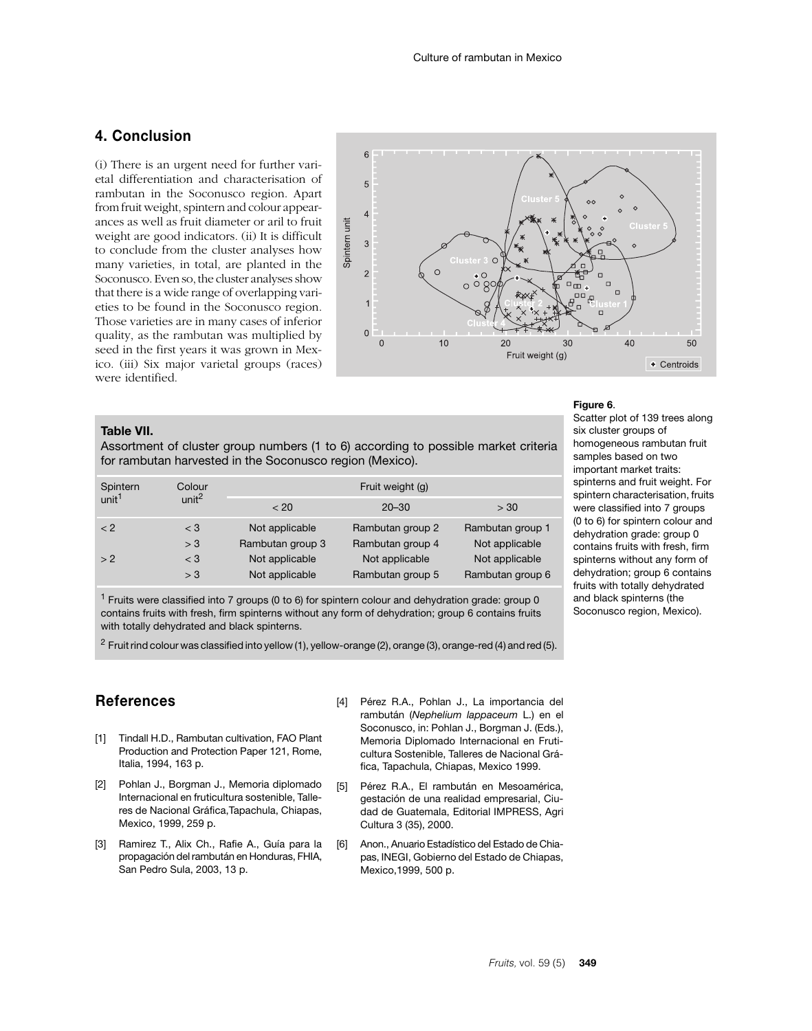## 4. Conclusion

(i) There is an urgent need for further varietal differentiation and characterisation of rambutan in the Soconusco region. Apart from fruit weight, spintern and colour appearances as well as fruit diameter or aril to fruit weight are good indicators. (ii) It is difficult to conclude from the cluster analyses how many varieties, in total, are planted in the Soconusco. Even so, the cluster analyses show that there is a wide range of overlapping varieties to be found in the Soconusco region. Those varieties are in many cases of inferior quality, as the rambutan was multiplied by seed in the first years it was grown in Mexico. (iii) Six major varietal groups (races) were identified.

**Figure 6**.
Scatter plot of 139 trees along six cluster groups of homogeneous rambutan fruit samples based on two important market traits: spinterns and fruit weight. For spintern characterisation, fruits were classified into 7 groups (0 to 6) for spintern colour and dehydration grade: group 0 contains fruits with fresh, firm spinterns without any form of dehydration; group 6 contains fruits with totally dehydrated and black spinterns (the Soconusco region, Mexico).

**Table VII.**
Assortment of cluster group numbers (1 to 6) according to possible market criteria for rambutan harvested in the Soconusco region (Mexico).

| Spintern unit[1] | Colour unit[2] | Fruit weight (g) | | |
|---|---|---|---|---|
| | | < 20 | 20–30 | > 30 |
| < 2 | < 3 | Not applicable | Rambutan group 2 | Rambutan group 1 |
| | > 3 | Rambutan group 3 | Rambutan group 4 | Not applicable |
| > 2 | < 3 | Not applicable | Not applicable | Not applicable |
| | > 3 | Not applicable | Rambutan group 5 | Rambutan group 6 |

[1] Fruits were classified into 7 groups (0 to 6) for spintern colour and dehydration grade: group 0 contains fruits with fresh, firm spinterns without any form of dehydration; group 6 contains fruits with totally dehydrated and black spinterns.

[2] Fruit rind colour was classified into yellow (1), yellow-orange (2), orange (3), orange-red (4) and red (5).

## References

[1] Tindall H.D., Rambutan cultivation, FAO Plant Production and Protection Paper 121, Rome, Italia, 1994, 163 p.

[2] Pohlan J., Borgman J., Memoria diplomado Internacional en fruticultura sostenible, Talleres de Nacional Gráfica,Tapachula, Chiapas, Mexico, 1999, 259 p.

[3] Ramirez T., Alix Ch., Rafie A., Guía para la propagación del rambután en Honduras, FHIA, San Pedro Sula, 2003, 13 p.

[4] Pérez R.A., Pohlan J., La importancia del rambután (*Nephelium lappaceum* L.) en el Soconusco, in: Pohlan J., Borgman J. (Eds.), Memoria Diplomado Internacional en Fruticultura Sostenible, Talleres de Nacional Gráfica, Tapachula, Chiapas, Mexico 1999.

[5] Pérez R.A., El rambután en Mesoamérica, gestación de una realidad empresarial, Ciudad de Guatemala, Editorial IMPRESS, Agri Cultura 3 (35), 2000.

[6] Anon., Anuario Estadístico del Estado de Chiapas, INEGI, Gobierno del Estado de Chiapas, Mexico,1999, 500 p.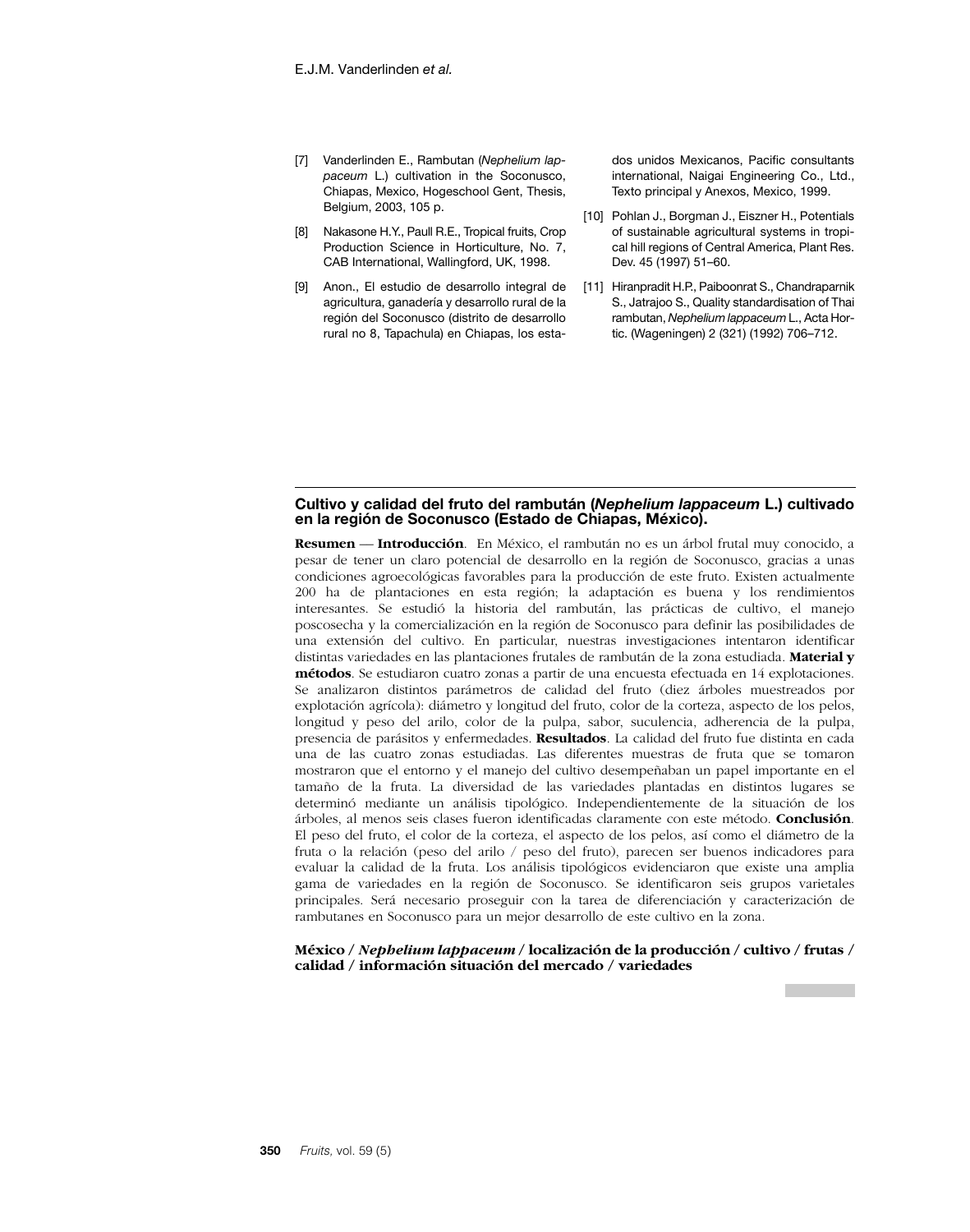[7] Vanderlinden E., Rambutan (*Nephelium lappaceum* L.) cultivation in the Soconusco, Chiapas, Mexico, Hogeschool Gent, Thesis, Belgium, 2003, 105 p.

[8] Nakasone H.Y., Paull R.E., Tropical fruits, Crop Production Science in Horticulture, No. 7, CAB International, Wallingford, UK, 1998.

[9] Anon., El estudio de desarrollo integral de agricultura, ganadería y desarrollo rural de la región del Soconusco (distrito de desarrollo rural no 8, Tapachula) en Chiapas, los estados unidos Mexicanos, Pacific consultants international, Naigai Engineering Co., Ltd., Texto principal y Anexos, Mexico, 1999.

[10] Pohlan J., Borgman J., Eiszner H., Potentials of sustainable agricultural systems in tropical hill regions of Central America, Plant Res. Dev. 45 (1997) 51–60.

[11] Hiranpradit H.P., Paiboonrat S., Chandraparnik S., Jatrajoo S., Quality standardisation of Thai rambutan, *Nephelium lappaceum* L., Acta Hortic. (Wageningen) 2 (321) (1992) 706–712.

## Cultivo y calidad del fruto del rambután (*Nephelium lappaceum* L.) cultivado en la región de Soconusco (Estado de Chiapas, México).

**Resumen** — **Introducción**. En México, el rambután no es un árbol frutal muy conocido, a pesar de tener un claro potencial de desarrollo en la región de Soconusco, gracias a unas condiciones agroecológicas favorables para la producción de este fruto. Existen actualmente 200 ha de plantaciones en esta región; la adaptación es buena y los rendimientos interesantes. Se estudió la historia del rambután, las prácticas de cultivo, el manejo poscosecha y la comercialización en la región de Soconusco para definir las posibilidades de una extensión del cultivo. En particular, nuestras investigaciones intentaron identificar distintas variedades en las plantaciones frutales de rambután de la zona estudiada. **Material y métodos**. Se estudiaron cuatro zonas a partir de una encuesta efectuada en 14 explotaciones. Se analizaron distintos parámetros de calidad del fruto (diez árboles muestreados por explotación agrícola): diámetro y longitud del fruto, color de la corteza, aspecto de los pelos, longitud y peso del arilo, color de la pulpa, sabor, suculencia, adherencia de la pulpa, presencia de parásitos y enfermedades. **Resultados**. La calidad del fruto fue distinta en cada una de las cuatro zonas estudiadas. Las diferentes muestras de fruta que se tomaron mostraron que el entorno y el manejo del cultivo desempeñaban un papel importante en el tamaño de la fruta. La diversidad de las variedades plantadas en distintos lugares se determinó mediante un análisis tipológico. Independientemente de la situación de los árboles, al menos seis clases fueron identificadas claramente con este método. **Conclusión**. El peso del fruto, el color de la corteza, el aspecto de los pelos, así como el diámetro de la fruta o la relación (peso del arilo / peso del fruto), parecen ser buenos indicadores para evaluar la calidad de la fruta. Los análisis tipológicos evidenciaron que existe una amplia gama de variedades en la región de Soconusco. Se identificaron seis grupos varietales principales. Será necesario proseguir con la tarea de diferenciación y caracterización de rambutanes en Soconusco para un mejor desarrollo de este cultivo en la zona.

**México / *Nephelium lappaceum* / localización de la producción / cultivo / frutas / calidad / información situación del mercado / variedades**